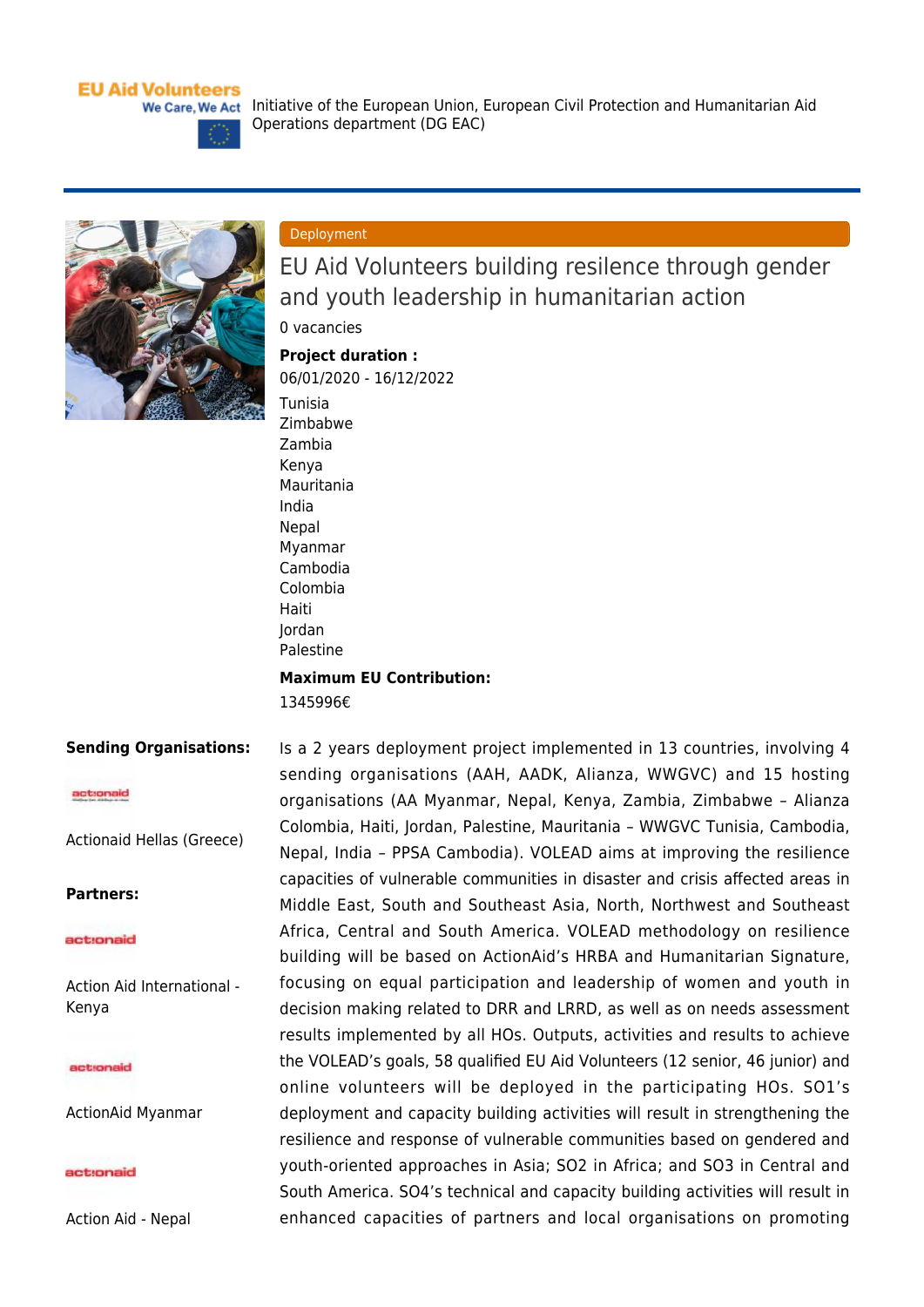EU Aid Volunteers
We Care, We Act

Initiative of the European Union, European Civil Protection and Humanitarian Aid Operations department (DG EAC)

Deployment

# EU Aid Volunteers building resilience through gender and youth leadership in humanitarian action

0 vacancies

**Project duration :**

06/01/2020 - 16/12/2022

Tunisia
Zimbabwe
Zambia
Kenya
Mauritania
India
Nepal
Myanmar
Cambodia
Colombia
Haiti
Jordan
Palestine

**Maximum EU Contribution:**

1345996€

**Sending Organisations:**

Actionaid Hellas (Greece)

**Partners:**

Action Aid International - Kenya

ActionAid Myanmar

Action Aid - Nepal

Is a 2 years deployment project implemented in 13 countries, involving 4 sending organisations (AAH, AADK, Alianza, WWGVC) and 15 hosting organisations (AA Myanmar, Nepal, Kenya, Zambia, Zimbabwe – Alianza Colombia, Haiti, Jordan, Palestine, Mauritania – WWGVC Tunisia, Cambodia, Nepal, India – PPSA Cambodia). VOLEAD aims at improving the resilience capacities of vulnerable communities in disaster and crisis affected areas in Middle East, South and Southeast Asia, North, Northwest and Southeast Africa, Central and South America. VOLEAD methodology on resilience building will be based on ActionAid's HRBA and Humanitarian Signature, focusing on equal participation and leadership of women and youth in decision making related to DRR and LRRD, as well as on needs assessment results implemented by all HOs. Outputs, activities and results to achieve the VOLEAD's goals, 58 qualified EU Aid Volunteers (12 senior, 46 junior) and online volunteers will be deployed in the participating HOs. SO1's deployment and capacity building activities will result in strengthening the resilience and response of vulnerable communities based on gendered and youth-oriented approaches in Asia; SO2 in Africa; and SO3 in Central and South America. SO4's technical and capacity building activities will result in enhanced capacities of partners and local organisations on promoting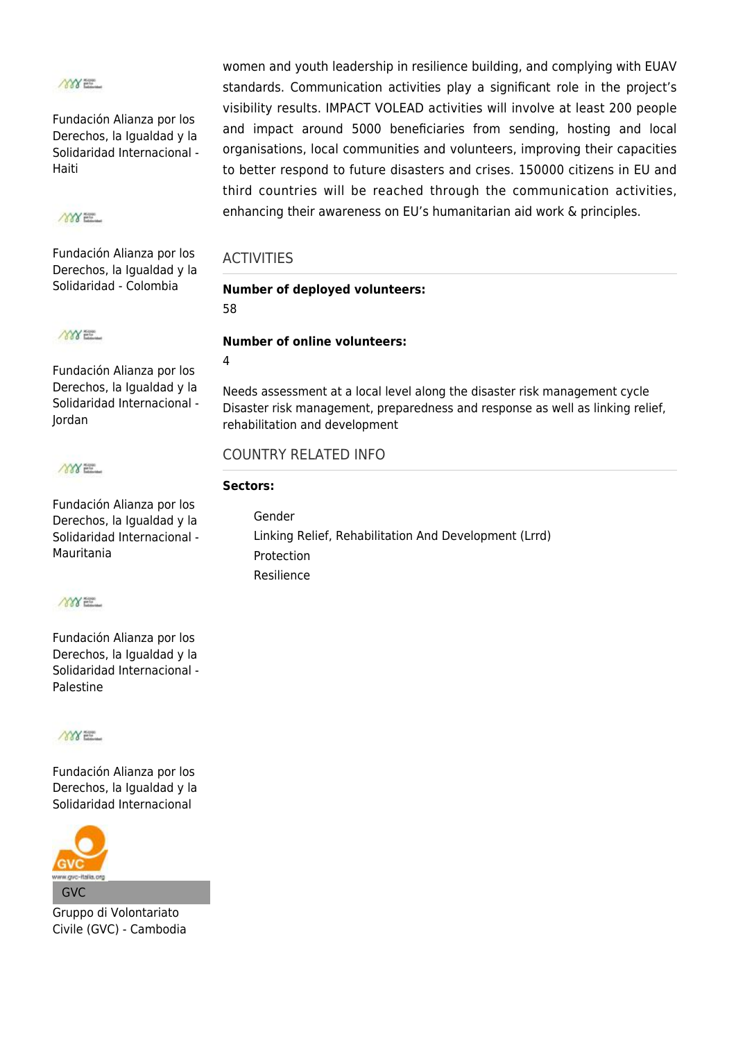Fundación Alianza por los Derechos, la Igualdad y la Solidaridad Internacional - Haiti

Fundación Alianza por los Derechos, la Igualdad y la Solidaridad - Colombia

Fundación Alianza por los Derechos, la Igualdad y la Solidaridad Internacional - Jordan

Fundación Alianza por los Derechos, la Igualdad y la Solidaridad Internacional - Mauritania

Fundación Alianza por los Derechos, la Igualdad y la Solidaridad Internacional - Palestine

Fundación Alianza por los Derechos, la Igualdad y la Solidaridad Internacional

GVC

Gruppo di Volontariato Civile (GVC) - Cambodia

women and youth leadership in resilience building, and complying with EUAV standards. Communication activities play a significant role in the project's visibility results. IMPACT VOLEAD activities will involve at least 200 people and impact around 5000 beneficiaries from sending, hosting and local organisations, local communities and volunteers, improving their capacities to better respond to future disasters and crises. 150000 citizens in EU and third countries will be reached through the communication activities, enhancing their awareness on EU's humanitarian aid work & principles.

## ACTIVITIES

**Number of deployed volunteers:**
58

**Number of online volunteers:**
4

Needs assessment at a local level along the disaster risk management cycle
Disaster risk management, preparedness and response as well as linking relief, rehabilitation and development

## COUNTRY RELATED INFO

**Sectors:**

- Gender
- Linking Relief, Rehabilitation And Development (Lrrd)
- Protection
- Resilience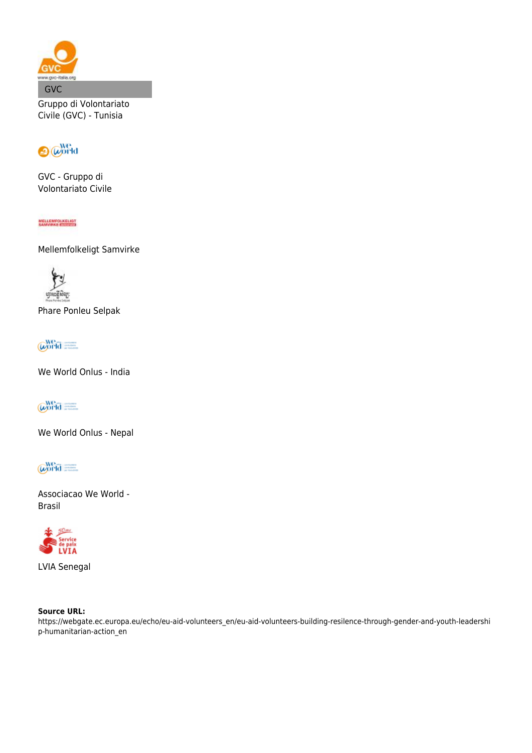GVC

Gruppo di Volontariato Civile (GVC) - Tunisia

GVC - Gruppo di Volontariato Civile

Mellemfolkeligt Samvirke

Phare Ponleu Selpak

We World Onlus - India

We World Onlus - Nepal

Associacao We World - Brasil

LVIA Senegal

**Source URL:**
https://webgate.ec.europa.eu/echo/eu-aid-volunteers_en/eu-aid-volunteers-building-resilience-through-gender-and-youth-leadership-humanitarian-action_en